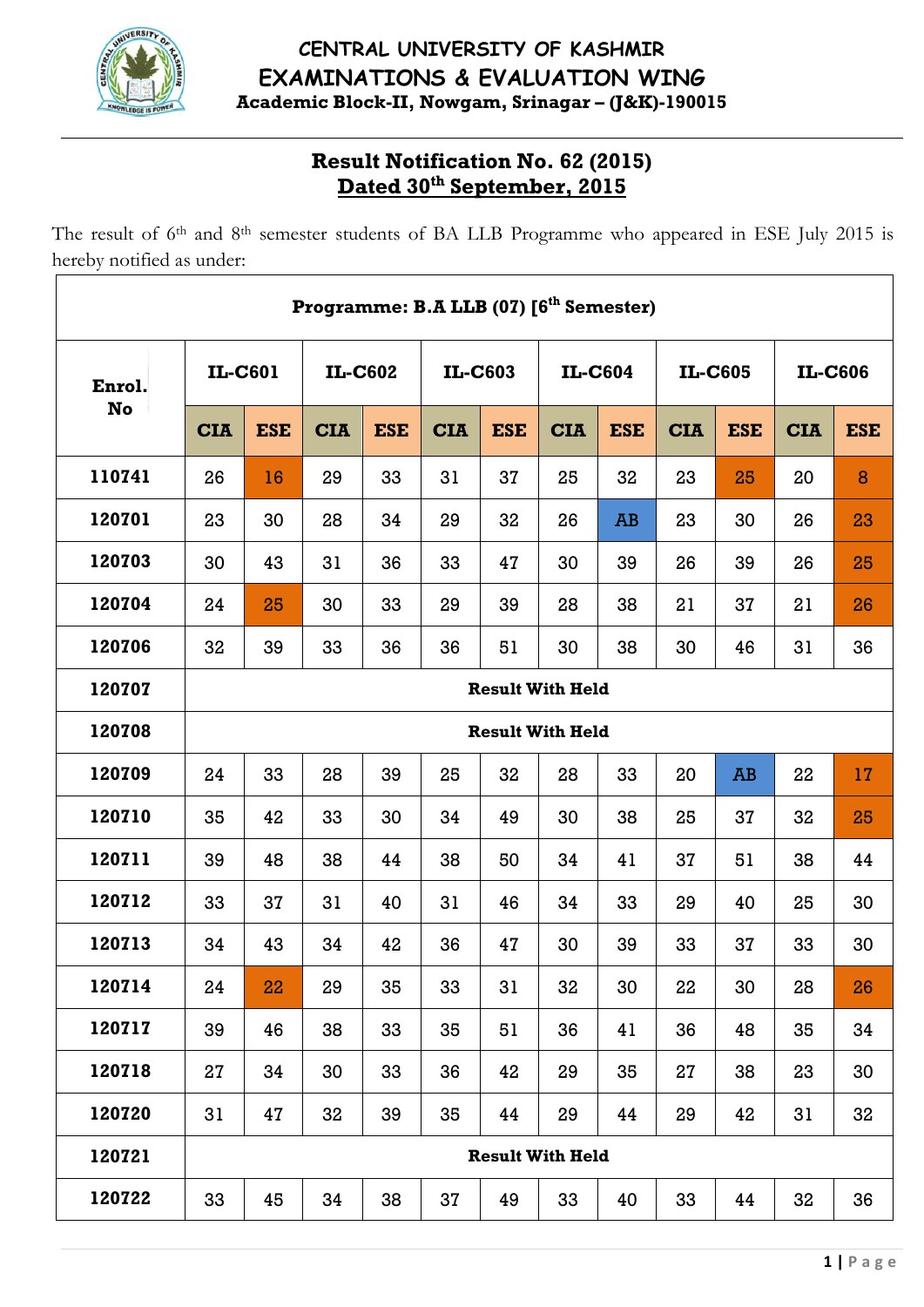# CENTRAL UNIVERSITY OF KASHMIR
## EXAMINATIONS & EVALUATION WING
**Academic Block-II, Nowgam, Srinagar – (J&K)-190015**

## Result Notification No. 62 (2015)
## Dated 30th September, 2015

The result of 6th and 8th semester students of BA LLB Programme who appeared in ESE July 2015 is hereby notified as under:

**Programme: B.A LLB (07) [6th Semester)**

| Enrol. No | IL-C601 | | IL-C602 | | IL-C603 | | IL-C604 | | IL-C605 | | IL-C606 | |
|---|---|---|---|---|---|---|---|---|---|---|---|---|
| | CIA | ESE | CIA | ESE | CIA | ESE | CIA | ESE | CIA | ESE | CIA | ESE |
| 110741 | 26 | 16 | 29 | 33 | 31 | 37 | 25 | 32 | 23 | 25 | 20 | 8 |
| 120701 | 23 | 30 | 28 | 34 | 29 | 32 | 26 | AB | 23 | 30 | 26 | 23 |
| 120703 | 30 | 43 | 31 | 36 | 33 | 47 | 30 | 39 | 26 | 39 | 26 | 25 |
| 120704 | 24 | 25 | 30 | 33 | 29 | 39 | 28 | 38 | 21 | 37 | 21 | 26 |
| 120706 | 32 | 39 | 33 | 36 | 36 | 51 | 30 | 38 | 30 | 46 | 31 | 36 |
| 120707 | Result With Held | | | | | | | | | | | |
| 120708 | Result With Held | | | | | | | | | | | |
| 120709 | 24 | 33 | 28 | 39 | 25 | 32 | 28 | 33 | 20 | AB | 22 | 17 |
| 120710 | 35 | 42 | 33 | 30 | 34 | 49 | 30 | 38 | 25 | 37 | 32 | 25 |
| 120711 | 39 | 48 | 38 | 44 | 38 | 50 | 34 | 41 | 37 | 51 | 38 | 44 |
| 120712 | 33 | 37 | 31 | 40 | 31 | 46 | 34 | 33 | 29 | 40 | 25 | 30 |
| 120713 | 34 | 43 | 34 | 42 | 36 | 47 | 30 | 39 | 33 | 37 | 33 | 30 |
| 120714 | 24 | 22 | 29 | 35 | 33 | 31 | 32 | 30 | 22 | 30 | 28 | 26 |
| 120717 | 39 | 46 | 38 | 33 | 35 | 51 | 36 | 41 | 36 | 48 | 35 | 34 |
| 120718 | 27 | 34 | 30 | 33 | 36 | 42 | 29 | 35 | 27 | 38 | 23 | 30 |
| 120720 | 31 | 47 | 32 | 39 | 35 | 44 | 29 | 44 | 29 | 42 | 31 | 32 |
| 120721 | Result With Held | | | | | | | | | | | |
| 120722 | 33 | 45 | 34 | 38 | 37 | 49 | 33 | 40 | 33 | 44 | 32 | 36 |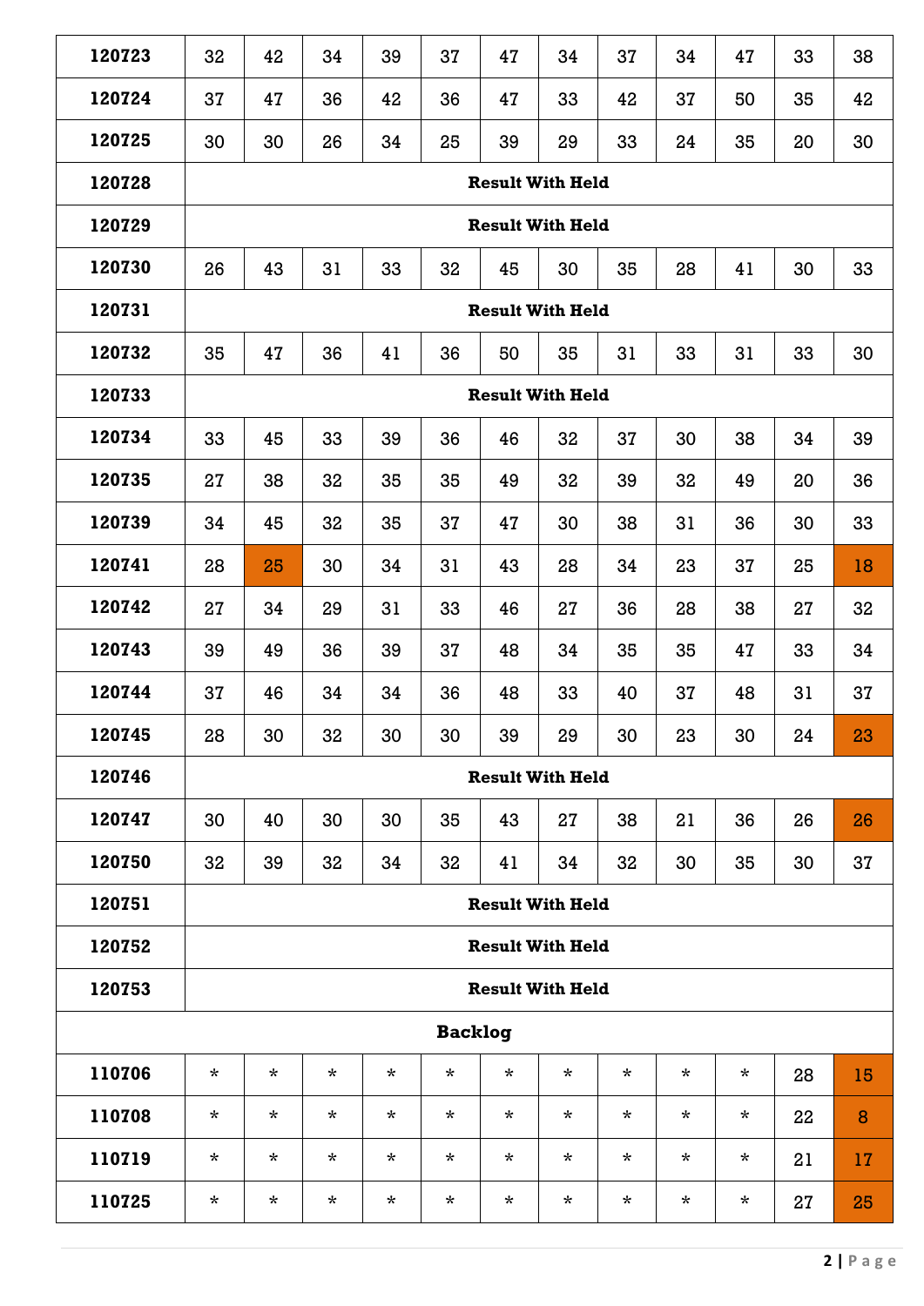| | | | | | | | | | | | | |
|---|---|---|---|---|---|---|---|---|---|---|---|---|
| **120723** | 32 | 42 | 34 | 39 | 37 | 47 | 34 | 37 | 34 | 47 | 33 | 38 |
| **120724** | 37 | 47 | 36 | 42 | 36 | 47 | 33 | 42 | 37 | 50 | 35 | 42 |
| **120725** | 30 | 30 | 26 | 34 | 25 | 39 | 29 | 33 | 24 | 35 | 20 | 30 |
| **120728** | **Result With Held** | | | | | | | | | | | |
| **120729** | **Result With Held** | | | | | | | | | | | |
| **120730** | 26 | 43 | 31 | 33 | 32 | 45 | 30 | 35 | 28 | 41 | 30 | 33 |
| **120731** | **Result With Held** | | | | | | | | | | | |
| **120732** | 35 | 47 | 36 | 41 | 36 | 50 | 35 | 31 | 33 | 31 | 33 | 30 |
| **120733** | **Result With Held** | | | | | | | | | | | |
| **120734** | 33 | 45 | 33 | 39 | 36 | 46 | 32 | 37 | 30 | 38 | 34 | 39 |
| **120735** | 27 | 38 | 32 | 35 | 35 | 49 | 32 | 39 | 32 | 49 | 20 | 36 |
| **120739** | 34 | 45 | 32 | 35 | 37 | 47 | 30 | 38 | 31 | 36 | 30 | 33 |
| **120741** | 28 | 25 | 30 | 34 | 31 | 43 | 28 | 34 | 23 | 37 | 25 | 18 |
| **120742** | 27 | 34 | 29 | 31 | 33 | 46 | 27 | 36 | 28 | 38 | 27 | 32 |
| **120743** | 39 | 49 | 36 | 39 | 37 | 48 | 34 | 35 | 35 | 47 | 33 | 34 |
| **120744** | 37 | 46 | 34 | 34 | 36 | 48 | 33 | 40 | 37 | 48 | 31 | 37 |
| **120745** | 28 | 30 | 32 | 30 | 30 | 39 | 29 | 30 | 23 | 30 | 24 | 23 |
| **120746** | **Result With Held** | | | | | | | | | | | |
| **120747** | 30 | 40 | 30 | 30 | 35 | 43 | 27 | 38 | 21 | 36 | 26 | 26 |
| **120750** | 32 | 39 | 32 | 34 | 32 | 41 | 34 | 32 | 30 | 35 | 30 | 37 |
| **120751** | **Result With Held** | | | | | | | | | | | |
| **120752** | **Result With Held** | | | | | | | | | | | |
| **120753** | **Result With Held** | | | | | | | | | | | |
| **Backlog** | | | | | | | | | | | | |
| **110706** | * | * | * | * | * | * | * | * | * | * | 28 | 15 |
| **110708** | * | * | * | * | * | * | * | * | * | * | 22 | 8 |
| **110719** | * | * | * | * | * | * | * | * | * | * | 21 | 17 |
| **110725** | * | * | * | * | * | * | * | * | * | * | 27 | 25 |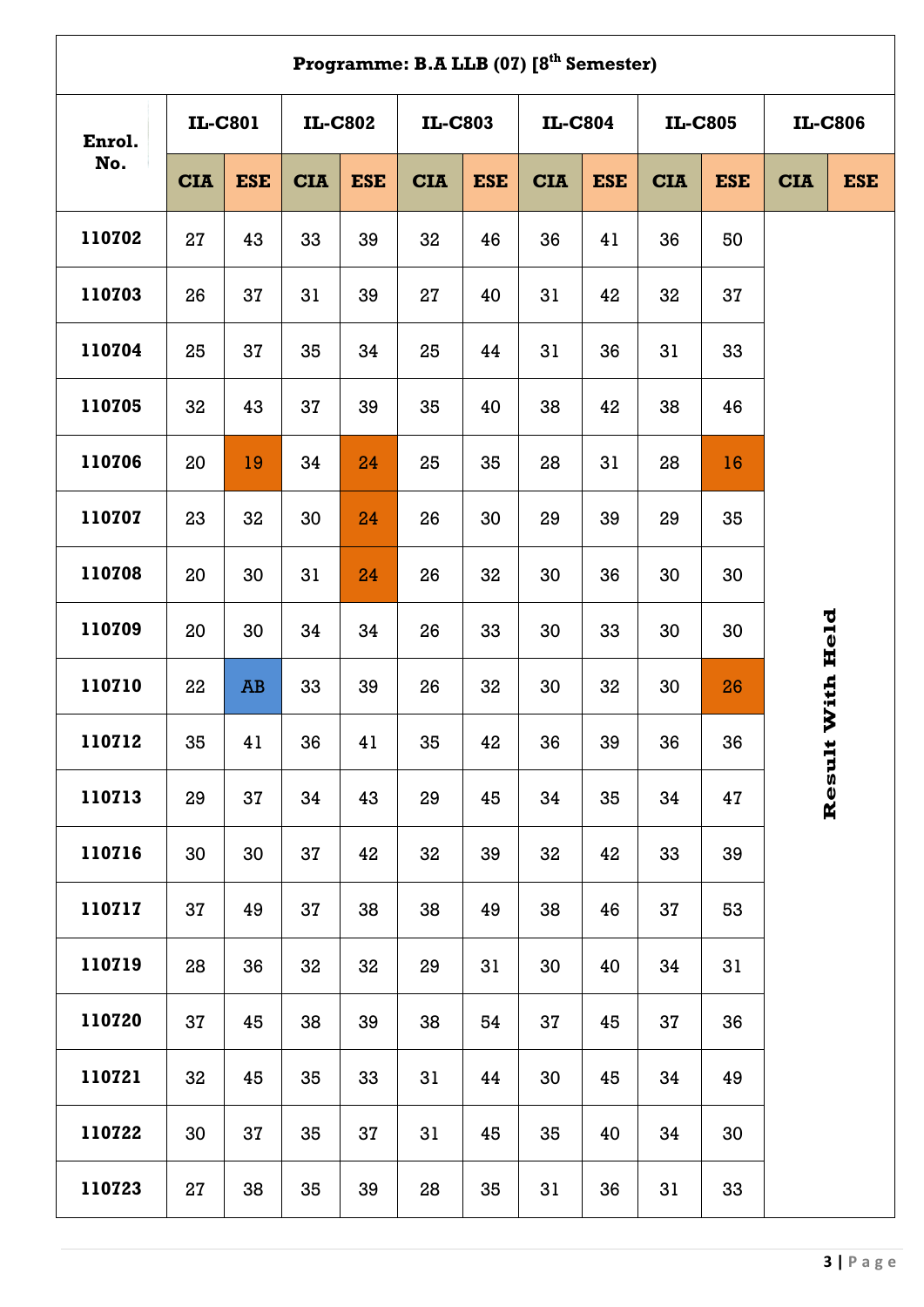| Programme: B.A LLB (07) [8th Semester] | | | | | | | | | | | | |
|---|---|---|---|---|---|---|---|---|---|---|---|---|
| Enrol. No. | IL-C801 | | IL-C802 | | IL-C803 | | IL-C804 | | IL-C805 | | IL-C806 | |
| | CIA | ESE | CIA | ESE | CIA | ESE | CIA | ESE | CIA | ESE | CIA | ESE |
| 110702 | 27 | 43 | 33 | 39 | 32 | 46 | 36 | 41 | 36 | 50 | Result With Held | |
| 110703 | 26 | 37 | 31 | 39 | 27 | 40 | 31 | 42 | 32 | 37 | | |
| 110704 | 25 | 37 | 35 | 34 | 25 | 44 | 31 | 36 | 31 | 33 | | |
| 110705 | 32 | 43 | 37 | 39 | 35 | 40 | 38 | 42 | 38 | 46 | | |
| 110706 | 20 | 19 | 34 | 24 | 25 | 35 | 28 | 31 | 28 | 16 | | |
| 110707 | 23 | 32 | 30 | 24 | 26 | 30 | 29 | 39 | 29 | 35 | | |
| 110708 | 20 | 30 | 31 | 24 | 26 | 32 | 30 | 36 | 30 | 30 | | |
| 110709 | 20 | 30 | 34 | 34 | 26 | 33 | 30 | 33 | 30 | 30 | | |
| 110710 | 22 | AB | 33 | 39 | 26 | 32 | 30 | 32 | 30 | 26 | | |
| 110712 | 35 | 41 | 36 | 41 | 35 | 42 | 36 | 39 | 36 | 36 | | |
| 110713 | 29 | 37 | 34 | 43 | 29 | 45 | 34 | 35 | 34 | 47 | | |
| 110716 | 30 | 30 | 37 | 42 | 32 | 39 | 32 | 42 | 33 | 39 | | |
| 110717 | 37 | 49 | 37 | 38 | 38 | 49 | 38 | 46 | 37 | 53 | | |
| 110719 | 28 | 36 | 32 | 32 | 29 | 31 | 30 | 40 | 34 | 31 | | |
| 110720 | 37 | 45 | 38 | 39 | 38 | 54 | 37 | 45 | 37 | 36 | | |
| 110721 | 32 | 45 | 35 | 33 | 31 | 44 | 30 | 45 | 34 | 49 | | |
| 110722 | 30 | 37 | 35 | 37 | 31 | 45 | 35 | 40 | 34 | 30 | | |
| 110723 | 27 | 38 | 35 | 39 | 28 | 35 | 31 | 36 | 31 | 33 | | |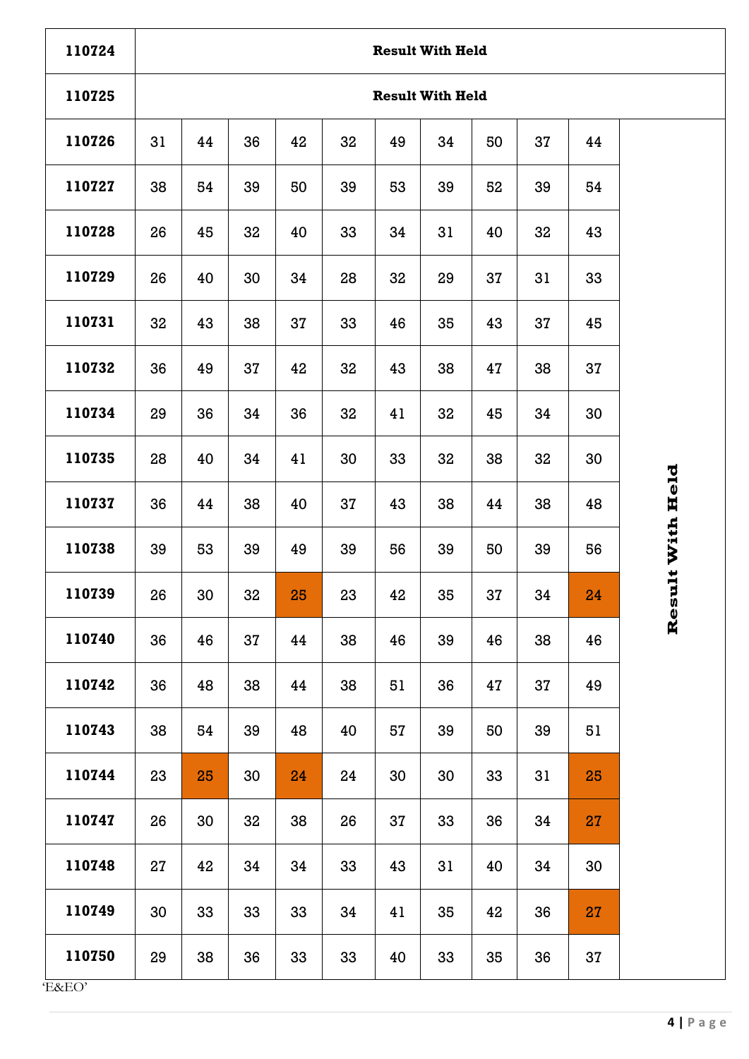| 110724 | Result With Held | | | | | | | | | | |
|---|---|---|---|---|---|---|---|---|---|---|---|
| 110725 | Result With Held | | | | | | | | | | |
| 110726 | 31 | 44 | 36 | 42 | 32 | 49 | 34 | 50 | 37 | 44 | Result With Held |
| 110727 | 38 | 54 | 39 | 50 | 39 | 53 | 39 | 52 | 39 | 54 | |
| 110728 | 26 | 45 | 32 | 40 | 33 | 34 | 31 | 40 | 32 | 43 | |
| 110729 | 26 | 40 | 30 | 34 | 28 | 32 | 29 | 37 | 31 | 33 | |
| 110731 | 32 | 43 | 38 | 37 | 33 | 46 | 35 | 43 | 37 | 45 | |
| 110732 | 36 | 49 | 37 | 42 | 32 | 43 | 38 | 47 | 38 | 37 | |
| 110734 | 29 | 36 | 34 | 36 | 32 | 41 | 32 | 45 | 34 | 30 | |
| 110735 | 28 | 40 | 34 | 41 | 30 | 33 | 32 | 38 | 32 | 30 | |
| 110737 | 36 | 44 | 38 | 40 | 37 | 43 | 38 | 44 | 38 | 48 | |
| 110738 | 39 | 53 | 39 | 49 | 39 | 56 | 39 | 50 | 39 | 56 | |
| 110739 | 26 | 30 | 32 | 25 | 23 | 42 | 35 | 37 | 34 | 24 | |
| 110740 | 36 | 46 | 37 | 44 | 38 | 46 | 39 | 46 | 38 | 46 | |
| 110742 | 36 | 48 | 38 | 44 | 38 | 51 | 36 | 47 | 37 | 49 | |
| 110743 | 38 | 54 | 39 | 48 | 40 | 57 | 39 | 50 | 39 | 51 | |
| 110744 | 23 | 25 | 30 | 24 | 24 | 30 | 30 | 33 | 31 | 25 | |
| 110747 | 26 | 30 | 32 | 38 | 26 | 37 | 33 | 36 | 34 | 27 | |
| 110748 | 27 | 42 | 34 | 34 | 33 | 43 | 31 | 40 | 34 | 30 | |
| 110749 | 30 | 33 | 33 | 33 | 34 | 41 | 35 | 42 | 36 | 27 | |
| 110750 | 29 | 38 | 36 | 33 | 33 | 40 | 33 | 35 | 36 | 37 | |

'E&EO'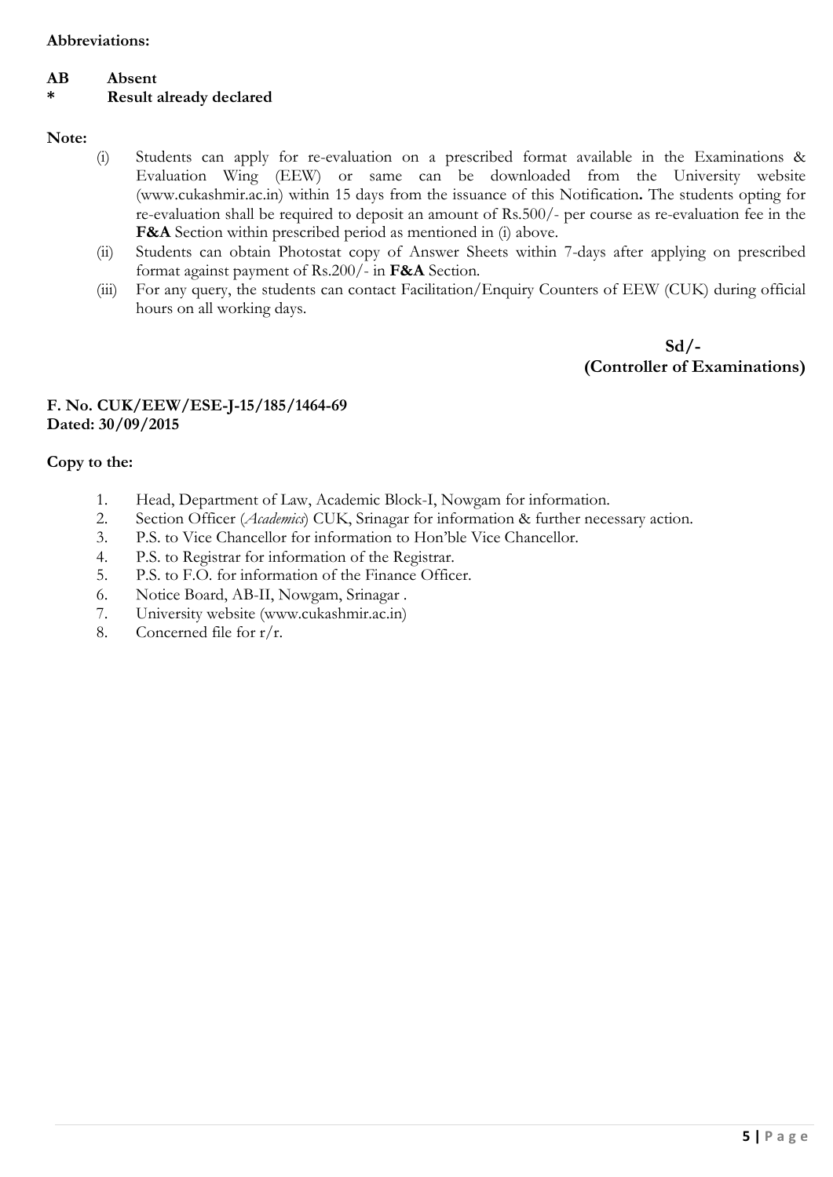**Abbreviations:**

**AB** **Absent**
**\*** **Result already declared**

**Note:**

(i) Students can apply for re-evaluation on a prescribed format available in the Examinations & Evaluation Wing (EEW) or same can be downloaded from the University website (www.cukashmir.ac.in) within 15 days from the issuance of this Notification**.** The students opting for re-evaluation shall be required to deposit an amount of Rs.500/- per course as re-evaluation fee in the **F&A** Section within prescribed period as mentioned in (i) above.

(ii) Students can obtain Photostat copy of Answer Sheets within 7-days after applying on prescribed format against payment of Rs.200/- in **F&A** Section.

(iii) For any query, the students can contact Facilitation/Enquiry Counters of EEW (CUK) during official hours on all working days.

**Sd/-**
**(Controller of Examinations)**

**F. No. CUK/EEW/ESE-J-15/185/1464-69**
**Dated: 30/09/2015**

**Copy to the:**

1. Head, Department of Law, Academic Block-I, Nowgam for information.
2. Section Officer (*Academics*) CUK, Srinagar for information & further necessary action.
3. P.S. to Vice Chancellor for information to Hon'ble Vice Chancellor.
4. P.S. to Registrar for information of the Registrar.
5. P.S. to F.O. for information of the Finance Officer.
6. Notice Board, AB-II, Nowgam, Srinagar .
7. University website (www.cukashmir.ac.in)
8. Concerned file for r/r.